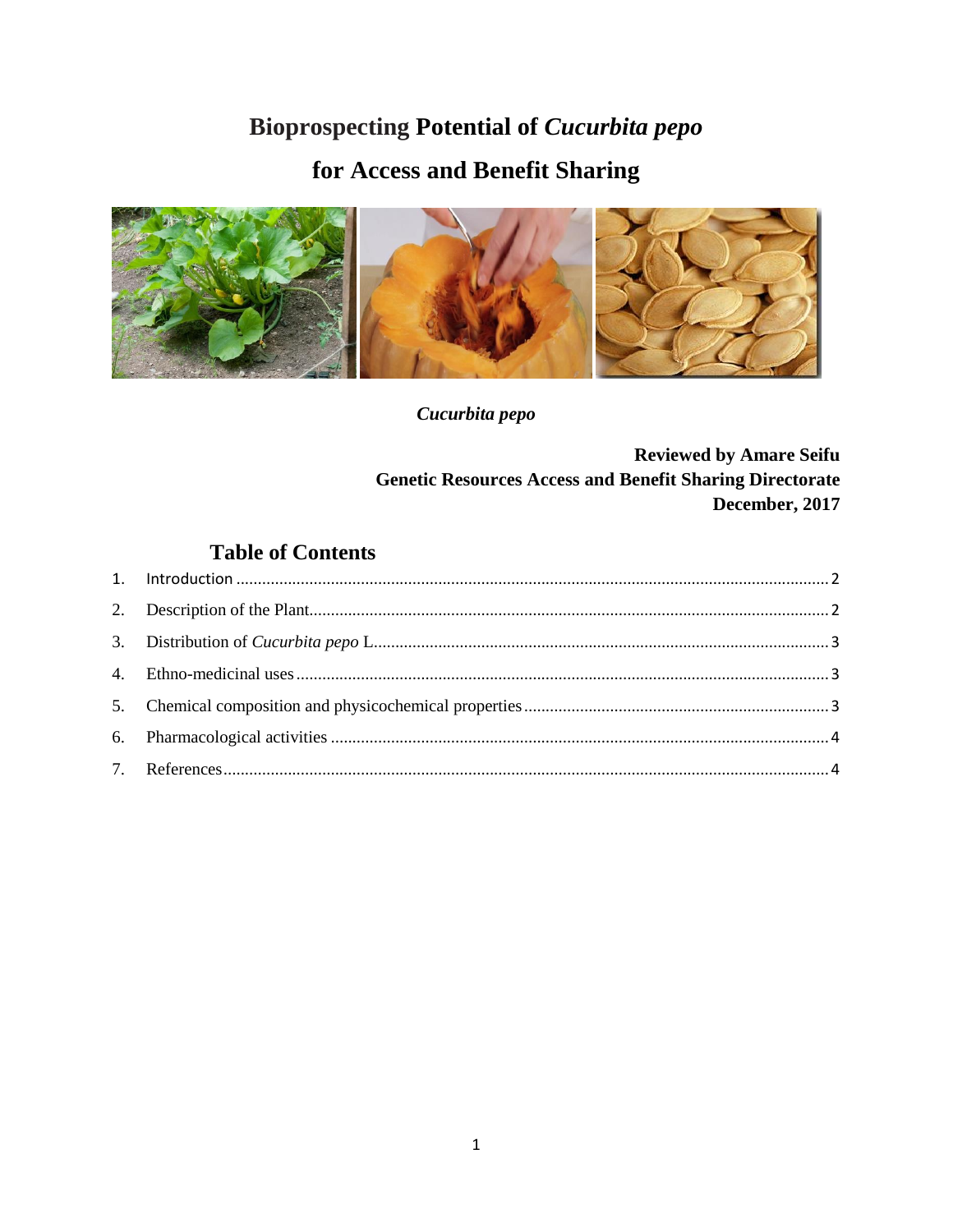# Bioprospecting Potential of *Cucurbita pepo* for Access and Benefit Sharing

***Cucurbita pepo***

**Reviewed by Amare Seifu**
**Genetic Resources Access and Benefit Sharing Directorate**
**December, 2017**

## Table of Contents

1. Introduction ........................................................ 2
2. Description of the Plant ........................................................ 2
3. Distribution of *Cucurbita pepo* L. ........................................................ 3
4. Ethno-medicinal uses ........................................................ 3
5. Chemical composition and physicochemical properties ........................................................ 3
6. Pharmacological activities ........................................................ 4
7. References ........................................................ 4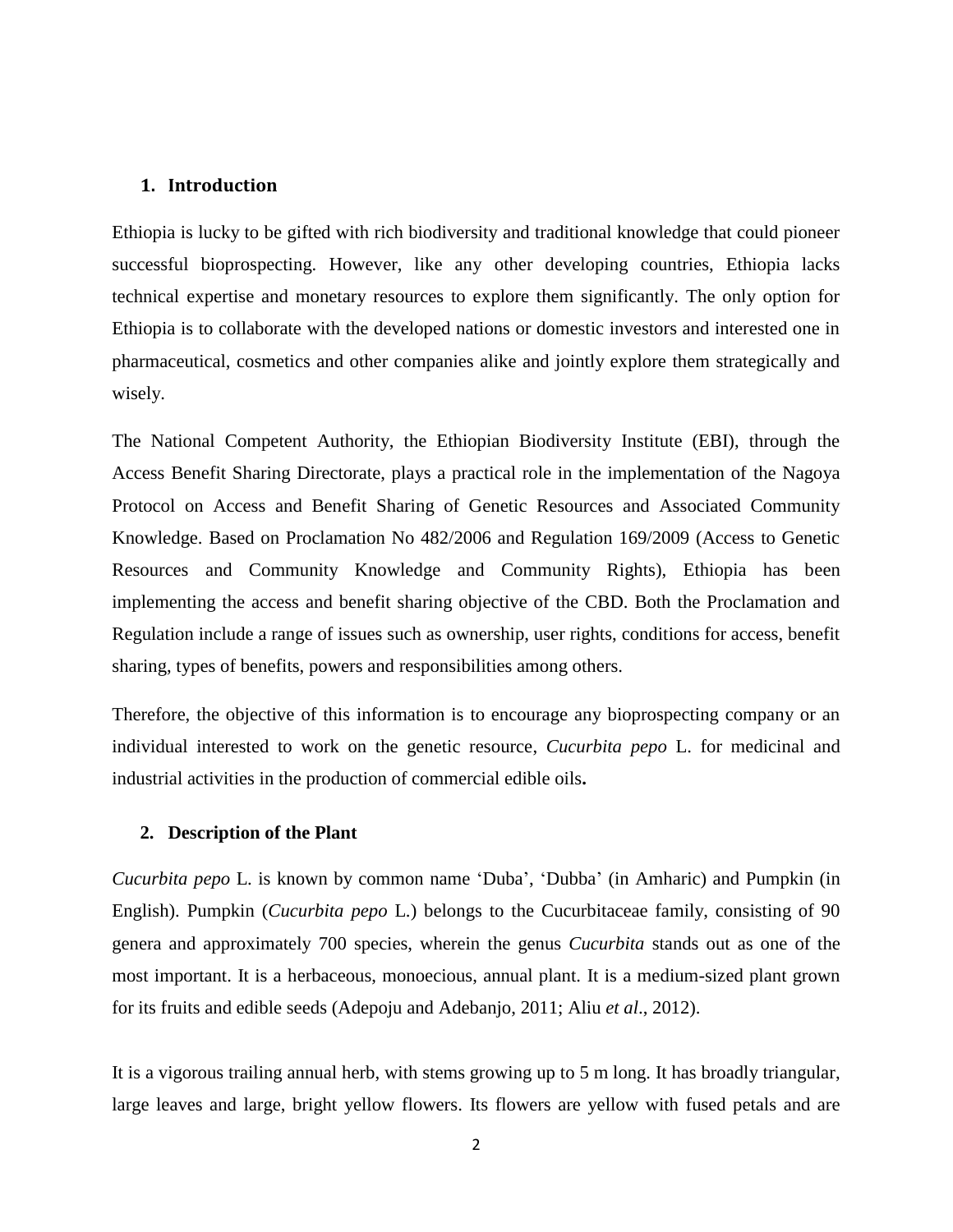## 1. Introduction

Ethiopia is lucky to be gifted with rich biodiversity and traditional knowledge that could pioneer successful bioprospecting. However, like any other developing countries, Ethiopia lacks technical expertise and monetary resources to explore them significantly. The only option for Ethiopia is to collaborate with the developed nations or domestic investors and interested one in pharmaceutical, cosmetics and other companies alike and jointly explore them strategically and wisely.

The National Competent Authority, the Ethiopian Biodiversity Institute (EBI), through the Access Benefit Sharing Directorate, plays a practical role in the implementation of the Nagoya Protocol on Access and Benefit Sharing of Genetic Resources and Associated Community Knowledge. Based on Proclamation No 482/2006 and Regulation 169/2009 (Access to Genetic Resources and Community Knowledge and Community Rights), Ethiopia has been implementing the access and benefit sharing objective of the CBD. Both the Proclamation and Regulation include a range of issues such as ownership, user rights, conditions for access, benefit sharing, types of benefits, powers and responsibilities among others.

Therefore, the objective of this information is to encourage any bioprospecting company or an individual interested to work on the genetic resource, *Cucurbita pepo* L. for medicinal and industrial activities in the production of commercial edible oils**.**

## 2. Description of the Plant

*Cucurbita pepo* L. is known by common name 'Duba', 'Dubba' (in Amharic) and Pumpkin (in English). Pumpkin (*Cucurbita pepo* L.) belongs to the Cucurbitaceae family, consisting of 90 genera and approximately 700 species, wherein the genus *Cucurbita* stands out as one of the most important. It is a herbaceous, monoecious, annual plant. It is a medium-sized plant grown for its fruits and edible seeds (Adepoju and Adebanjo, 2011; Aliu *et al*., 2012).

It is a vigorous trailing annual herb, with stems growing up to 5 m long. It has broadly triangular, large leaves and large, bright yellow flowers. Its flowers are yellow with fused petals and are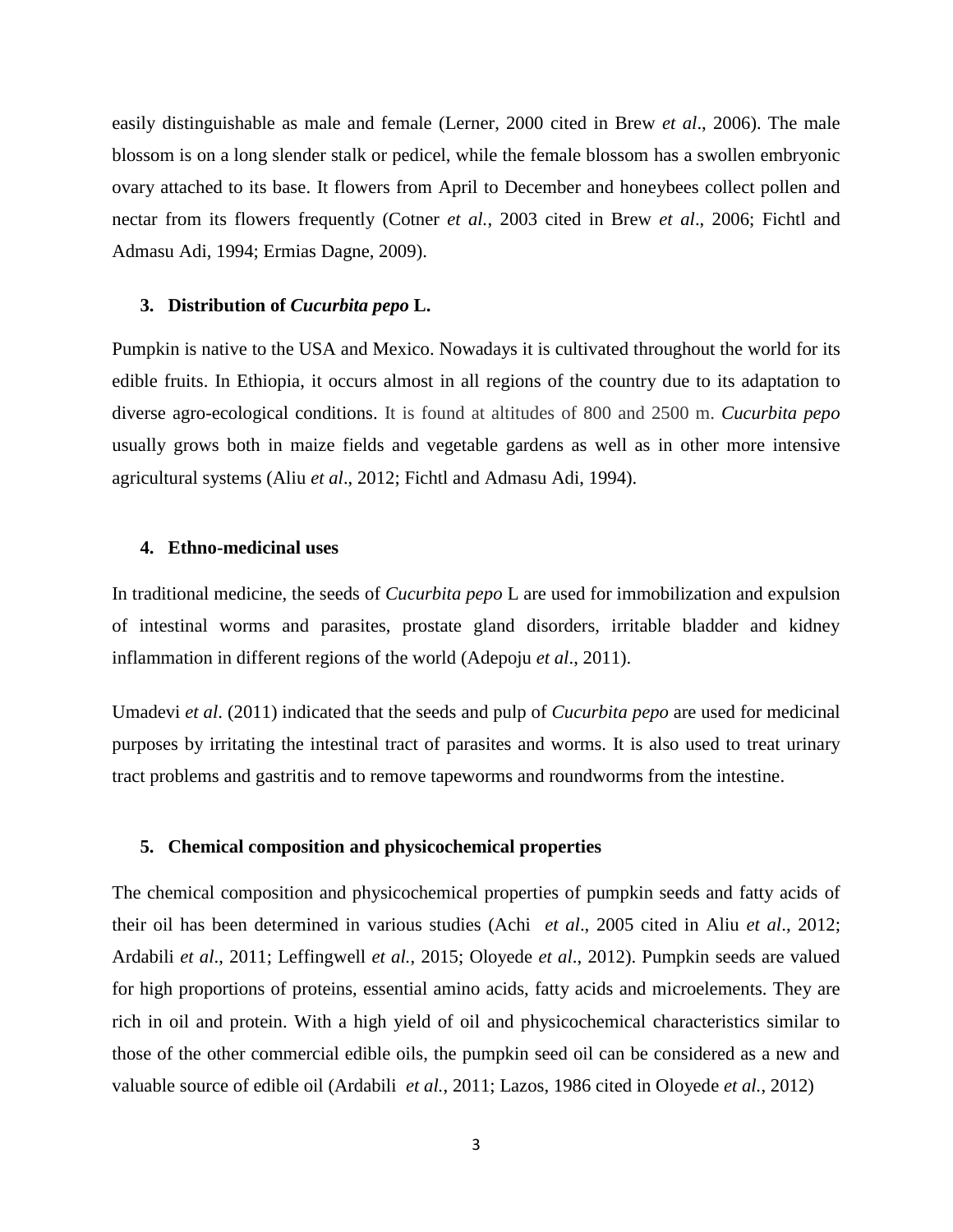easily distinguishable as male and female (Lerner, 2000 cited in Brew *et al*., 2006). The male blossom is on a long slender stalk or pedicel, while the female blossom has a swollen embryonic ovary attached to its base. It flowers from April to December and honeybees collect pollen and nectar from its flowers frequently (Cotner *et al.*, 2003 cited in Brew *et al*., 2006; Fichtl and Admasu Adi, 1994; Ermias Dagne, 2009).

## 3. Distribution of *Cucurbita pepo* L.

Pumpkin is native to the USA and Mexico. Nowadays it is cultivated throughout the world for its edible fruits. In Ethiopia, it occurs almost in all regions of the country due to its adaptation to diverse agro-ecological conditions. It is found at altitudes of 800 and 2500 m. *Cucurbita pepo* usually grows both in maize fields and vegetable gardens as well as in other more intensive agricultural systems (Aliu *et al*., 2012; Fichtl and Admasu Adi, 1994).

## 4. Ethno-medicinal uses

In traditional medicine, the seeds of *Cucurbita pepo* L are used for immobilization and expulsion of intestinal worms and parasites, prostate gland disorders, irritable bladder and kidney inflammation in different regions of the world (Adepoju *et al*., 2011).

Umadevi *et al*. (2011) indicated that the seeds and pulp of *Cucurbita pepo* are used for medicinal purposes by irritating the intestinal tract of parasites and worms. It is also used to treat urinary tract problems and gastritis and to remove tapeworms and roundworms from the intestine.

## 5. Chemical composition and physicochemical properties

The chemical composition and physicochemical properties of pumpkin seeds and fatty acids of their oil has been determined in various studies (Achi *et al*., 2005 cited in Aliu *et al*., 2012; Ardabili *et al*., 2011; Leffingwell *et al.*, 2015; Oloyede *et al*., 2012). Pumpkin seeds are valued for high proportions of proteins, essential amino acids, fatty acids and microelements. They are rich in oil and protein. With a high yield of oil and physicochemical characteristics similar to those of the other commercial edible oils, the pumpkin seed oil can be considered as a new and valuable source of edible oil (Ardabili *et al.*, 2011; Lazos, 1986 cited in Oloyede *et al.*, 2012)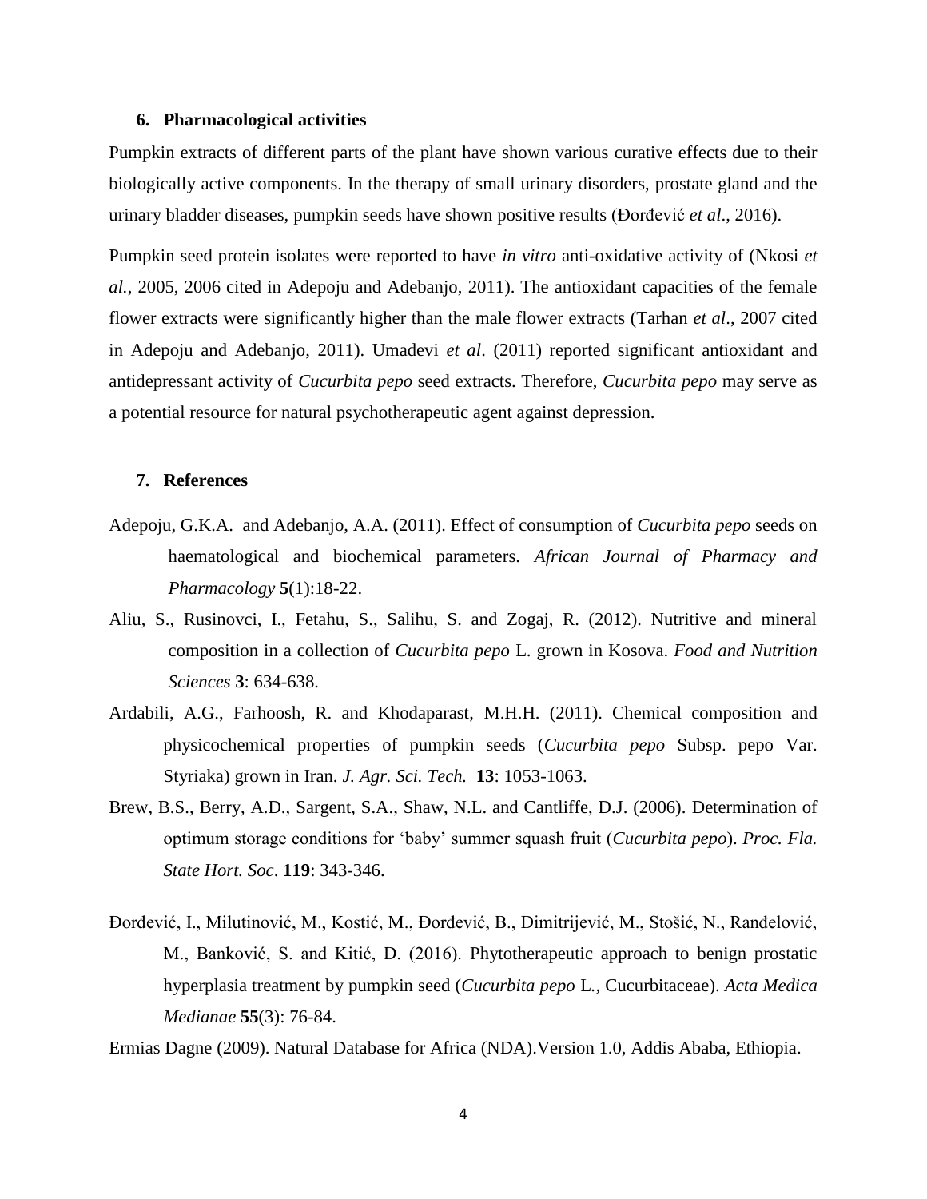## 6. Pharmacological activities

Pumpkin extracts of different parts of the plant have shown various curative effects due to their biologically active components. In the therapy of small urinary disorders, prostate gland and the urinary bladder diseases, pumpkin seeds have shown positive results (Đorđević *et al*., 2016).

Pumpkin seed protein isolates were reported to have *in vitro* anti-oxidative activity of (Nkosi *et al.*, 2005, 2006 cited in Adepoju and Adebanjo, 2011). The antioxidant capacities of the female flower extracts were significantly higher than the male flower extracts (Tarhan *et al*., 2007 cited in Adepoju and Adebanjo, 2011). Umadevi *et al*. (2011) reported significant antioxidant and antidepressant activity of *Cucurbita pepo* seed extracts. Therefore, *Cucurbita pepo* may serve as a potential resource for natural psychotherapeutic agent against depression.

## 7. References

Adepoju, G.K.A. and Adebanjo, A.A. (2011). Effect of consumption of *Cucurbita pepo* seeds on haematological and biochemical parameters. *African Journal of Pharmacy and Pharmacology* **5**(1):18-22.

Aliu, S., Rusinovci, I., Fetahu, S., Salihu, S. and Zogaj, R. (2012). Nutritive and mineral composition in a collection of *Cucurbita pepo* L. grown in Kosova. *Food and Nutrition Sciences* **3**: 634-638.

Ardabili, A.G., Farhoosh, R. and Khodaparast, M.H.H. (2011). Chemical composition and physicochemical properties of pumpkin seeds (*Cucurbita pepo* Subsp. pepo Var. Styriaka) grown in Iran. *J. Agr. Sci. Tech.* **13**: 1053-1063.

Brew, B.S., Berry, A.D., Sargent, S.A., Shaw, N.L. and Cantliffe, D.J. (2006). Determination of optimum storage conditions for 'baby' summer squash fruit (*Cucurbita pepo*). *Proc. Fla. State Hort. Soc*. **119**: 343-346.

Đorđević, I., Milutinović, M., Kostić, M., Đorđević, B., Dimitrijević, M., Stošić, N., Ranđelović, M., Banković, S. and Kitić, D. (2016). Phytotherapeutic approach to benign prostatic hyperplasia treatment by pumpkin seed (*Cucurbita pepo* L., Cucurbitaceae). *Acta Medica Medianae* **55**(3): 76-84.

Ermias Dagne (2009). Natural Database for Africa (NDA).Version 1.0, Addis Ababa, Ethiopia.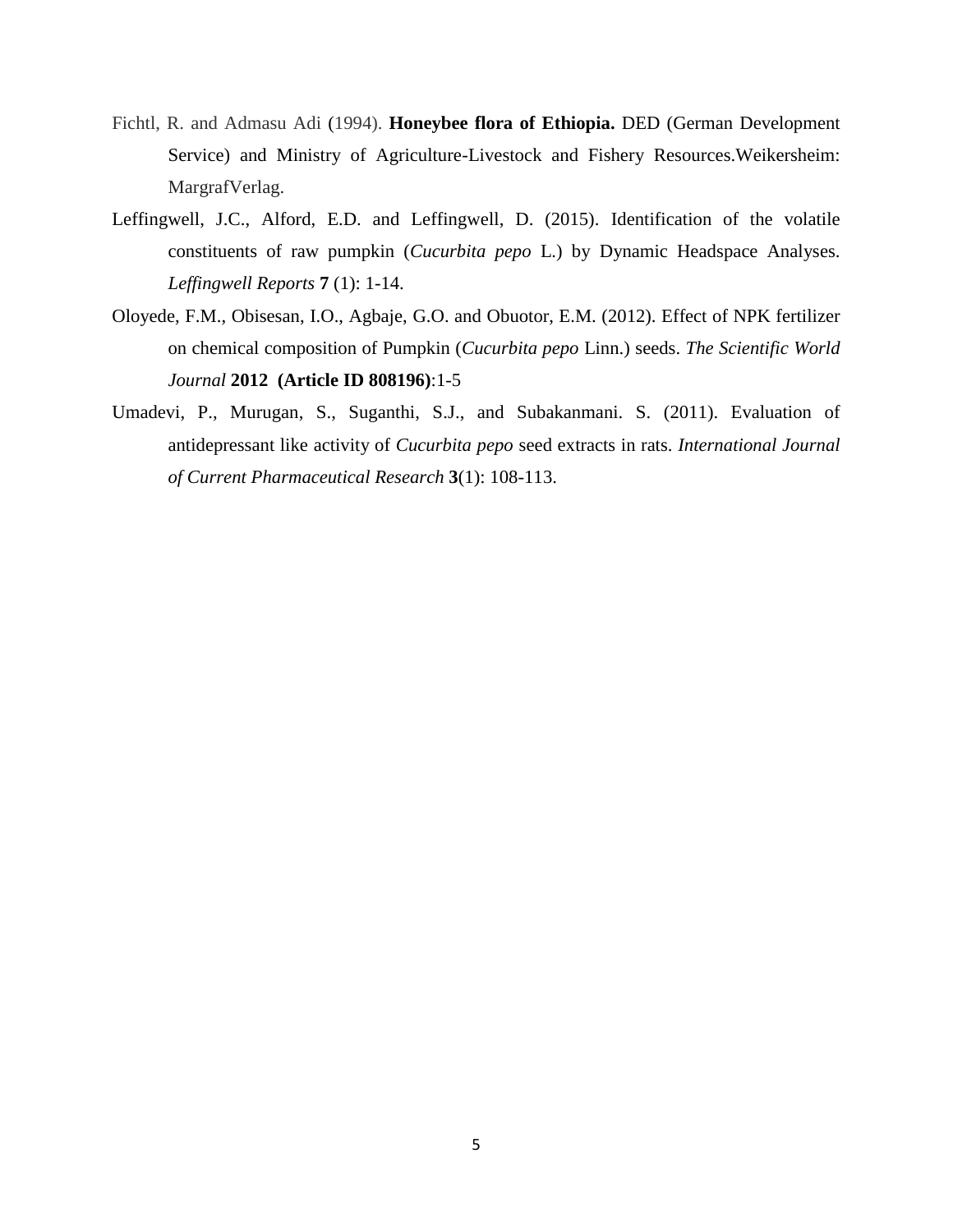Fichtl, R. and Admasu Adi (1994). **Honeybee flora of Ethiopia.** DED (German Development Service) and Ministry of Agriculture-Livestock and Fishery Resources.Weikersheim: MargrafVerlag.

Leffingwell, J.C., Alford, E.D. and Leffingwell, D. (2015). Identification of the volatile constituents of raw pumpkin (*Cucurbita pepo* L.) by Dynamic Headspace Analyses. *Leffingwell Reports* **7** (1): 1-14.

Oloyede, F.M., Obisesan, I.O., Agbaje, G.O. and Obuotor, E.M. (2012). Effect of NPK fertilizer on chemical composition of Pumpkin (*Cucurbita pepo* Linn.) seeds. *The Scientific World Journal* **2012 (Article ID 808196)**:1-5

Umadevi, P., Murugan, S., Suganthi, S.J., and Subakanmani. S. (2011). Evaluation of antidepressant like activity of *Cucurbita pepo* seed extracts in rats. *International Journal of Current Pharmaceutical Research* **3**(1): 108-113.